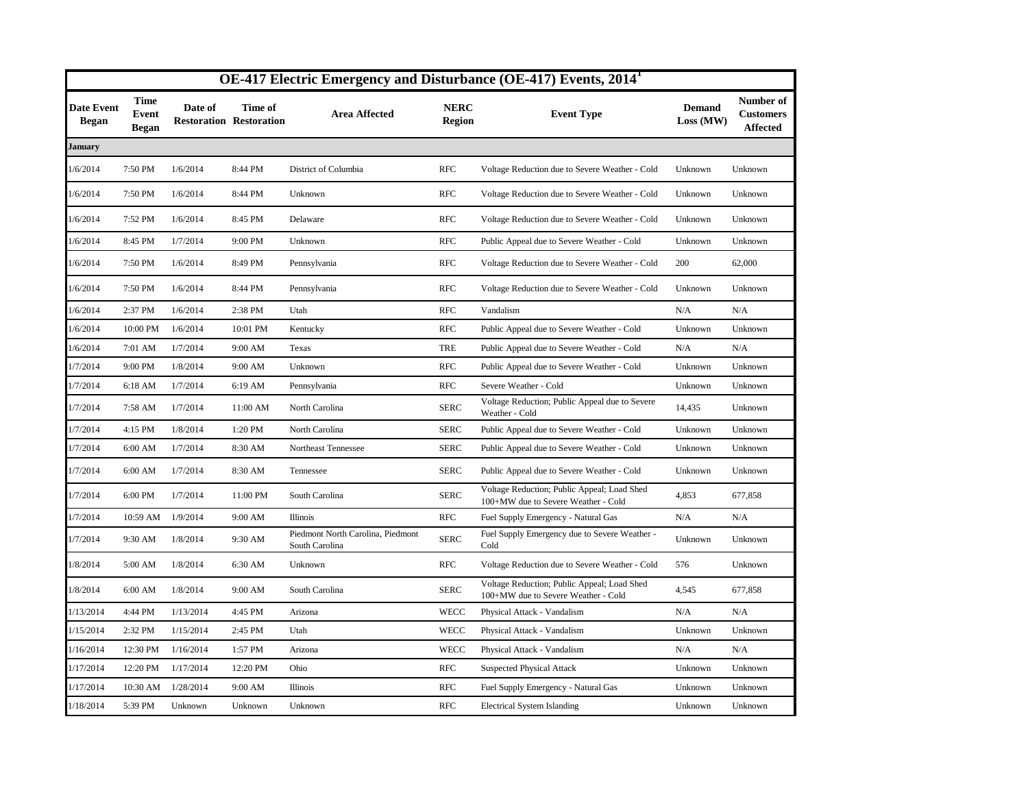# OE-417 Electric Emergency and Disturbance (OE-417) Events, 2014[1]

| Date Event Began | Time Event Began | Date of Restoration | Time of Restoration | Area Affected | NERC Region | Event Type | Demand Loss (MW) | Number of Customers Affected |
|---|---|---|---|---|---|---|---|---|
| **January** | | | | | | | | |
| 1/6/2014 | 7:50 PM | 1/6/2014 | 8:44 PM | District of Columbia | RFC | Voltage Reduction due to Severe Weather - Cold | Unknown | Unknown |
| 1/6/2014 | 7:50 PM | 1/6/2014 | 8:44 PM | Unknown | RFC | Voltage Reduction due to Severe Weather - Cold | Unknown | Unknown |
| 1/6/2014 | 7:52 PM | 1/6/2014 | 8:45 PM | Delaware | RFC | Voltage Reduction due to Severe Weather - Cold | Unknown | Unknown |
| 1/6/2014 | 8:45 PM | 1/7/2014 | 9:00 PM | Unknown | RFC | Public Appeal due to Severe Weather - Cold | Unknown | Unknown |
| 1/6/2014 | 7:50 PM | 1/6/2014 | 8:49 PM | Pennsylvania | RFC | Voltage Reduction due to Severe Weather - Cold | 200 | 62,000 |
| 1/6/2014 | 7:50 PM | 1/6/2014 | 8:44 PM | Pennsylvania | RFC | Voltage Reduction due to Severe Weather - Cold | Unknown | Unknown |
| 1/6/2014 | 2:37 PM | 1/6/2014 | 2:38 PM | Utah | RFC | Vandalism | N/A | N/A |
| 1/6/2014 | 10:00 PM | 1/6/2014 | 10:01 PM | Kentucky | RFC | Public Appeal due to Severe Weather - Cold | Unknown | Unknown |
| 1/6/2014 | 7:01 AM | 1/7/2014 | 9:00 AM | Texas | TRE | Public Appeal due to Severe Weather - Cold | N/A | N/A |
| 1/7/2014 | 9:00 PM | 1/8/2014 | 9:00 AM | Unknown | RFC | Public Appeal due to Severe Weather - Cold | Unknown | Unknown |
| 1/7/2014 | 6:18 AM | 1/7/2014 | 6:19 AM | Pennsylvania | RFC | Severe Weather - Cold | Unknown | Unknown |
| 1/7/2014 | 7:58 AM | 1/7/2014 | 11:00 AM | North Carolina | SERC | Voltage Reduction; Public Appeal due to Severe Weather - Cold | 14,435 | Unknown |
| 1/7/2014 | 4:15 PM | 1/8/2014 | 1:20 PM | North Carolina | SERC | Public Appeal due to Severe Weather - Cold | Unknown | Unknown |
| 1/7/2014 | 6:00 AM | 1/7/2014 | 8:30 AM | Northeast Tennessee | SERC | Public Appeal due to Severe Weather - Cold | Unknown | Unknown |
| 1/7/2014 | 6:00 AM | 1/7/2014 | 8:30 AM | Tennessee | SERC | Public Appeal due to Severe Weather - Cold | Unknown | Unknown |
| 1/7/2014 | 6:00 PM | 1/7/2014 | 11:00 PM | South Carolina | SERC | Voltage Reduction; Public Appeal; Load Shed 100+MW due to Severe Weather - Cold | 4,853 | 677,858 |
| 1/7/2014 | 10:59 AM | 1/9/2014 | 9:00 AM | Illinois | RFC | Fuel Supply Emergency - Natural Gas | N/A | N/A |
| 1/7/2014 | 9:30 AM | 1/8/2014 | 9:30 AM | Piedmont North Carolina, Piedmont South Carolina | SERC | Fuel Supply Emergency due to Severe Weather - Cold | Unknown | Unknown |
| 1/8/2014 | 5:00 AM | 1/8/2014 | 6:30 AM | Unknown | RFC | Voltage Reduction due to Severe Weather - Cold | 576 | Unknown |
| 1/8/2014 | 6:00 AM | 1/8/2014 | 9:00 AM | South Carolina | SERC | Voltage Reduction; Public Appeal; Load Shed 100+MW due to Severe Weather - Cold | 4,545 | 677,858 |
| 1/13/2014 | 4:44 PM | 1/13/2014 | 4:45 PM | Arizona | WECC | Physical Attack - Vandalism | N/A | N/A |
| 1/15/2014 | 2:32 PM | 1/15/2014 | 2:45 PM | Utah | WECC | Physical Attack - Vandalism | Unknown | Unknown |
| 1/16/2014 | 12:30 PM | 1/16/2014 | 1:57 PM | Arizona | WECC | Physical Attack - Vandalism | N/A | N/A |
| 1/17/2014 | 12:20 PM | 1/17/2014 | 12:20 PM | Ohio | RFC | Suspected Physical Attack | Unknown | Unknown |
| 1/17/2014 | 10:30 AM | 1/28/2014 | 9:00 AM | Illinois | RFC | Fuel Supply Emergency - Natural Gas | Unknown | Unknown |
| 1/18/2014 | 5:39 PM | Unknown | Unknown | Unknown | RFC | Electrical System Islanding | Unknown | Unknown |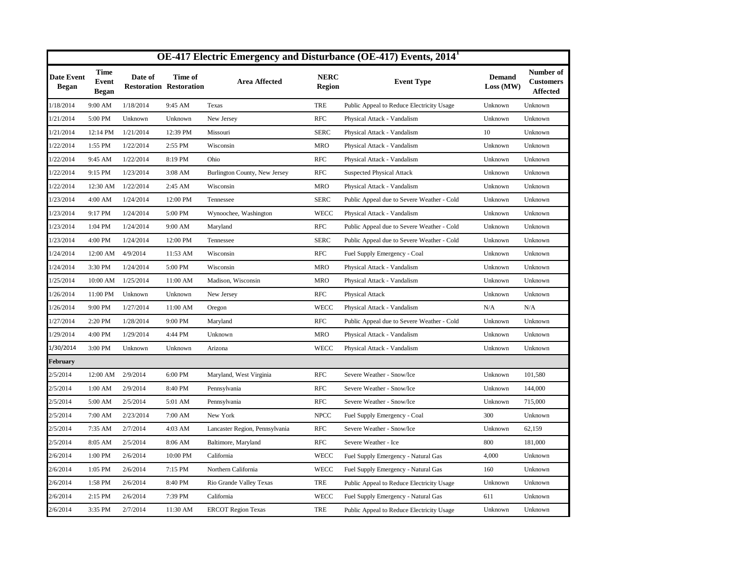| OE-417 Electric Emergency and Disturbance (OE-417) Events, 2014[1] | | | | | | | | |
|---|---|---|---|---|---|---|---|---|
| **Date Event Began** | **Time Event Began** | **Date of Restoration** | **Time of Restoration** | **Area Affected** | **NERC Region** | **Event Type** | **Demand Loss (MW)** | **Number of Customers Affected** |
| 1/18/2014 | 9:00 AM | 1/18/2014 | 9:45 AM | Texas | TRE | Public Appeal to Reduce Electricity Usage | Unknown | Unknown |
| 1/21/2014 | 5:00 PM | Unknown | Unknown | New Jersey | RFC | Physical Attack - Vandalism | Unknown | Unknown |
| 1/21/2014 | 12:14 PM | 1/21/2014 | 12:39 PM | Missouri | SERC | Physical Attack - Vandalism | 10 | Unknown |
| 1/22/2014 | 1:55 PM | 1/22/2014 | 2:55 PM | Wisconsin | MRO | Physical Attack - Vandalism | Unknown | Unknown |
| 1/22/2014 | 9:45 AM | 1/22/2014 | 8:19 PM | Ohio | RFC | Physical Attack - Vandalism | Unknown | Unknown |
| 1/22/2014 | 9:15 PM | 1/23/2014 | 3:08 AM | Burlington County, New Jersey | RFC | Suspected Physical Attack | Unknown | Unknown |
| 1/22/2014 | 12:30 AM | 1/22/2014 | 2:45 AM | Wisconsin | MRO | Physical Attack - Vandalism | Unknown | Unknown |
| 1/23/2014 | 4:00 AM | 1/24/2014 | 12:00 PM | Tennessee | SERC | Public Appeal due to Severe Weather - Cold | Unknown | Unknown |
| 1/23/2014 | 9:17 PM | 1/24/2014 | 5:00 PM | Wynoochee, Washington | WECC | Physical Attack - Vandalism | Unknown | Unknown |
| 1/23/2014 | 1:04 PM | 1/24/2014 | 9:00 AM | Maryland | RFC | Public Appeal due to Severe Weather - Cold | Unknown | Unknown |
| 1/23/2014 | 4:00 PM | 1/24/2014 | 12:00 PM | Tennessee | SERC | Public Appeal due to Severe Weather - Cold | Unknown | Unknown |
| 1/24/2014 | 12:00 AM | 4/9/2014 | 11:53 AM | Wisconsin | RFC | Fuel Supply Emergency - Coal | Unknown | Unknown |
| 1/24/2014 | 3:30 PM | 1/24/2014 | 5:00 PM | Wisconsin | MRO | Physical Attack - Vandalism | Unknown | Unknown |
| 1/25/2014 | 10:00 AM | 1/25/2014 | 11:00 AM | Madison, Wisconsin | MRO | Physical Attack - Vandalism | Unknown | Unknown |
| 1/26/2014 | 11:00 PM | Unknown | Unknown | New Jersey | RFC | Physical Attack | Unknown | Unknown |
| 1/26/2014 | 9:00 PM | 1/27/2014 | 11:00 AM | Oregon | WECC | Physical Attack - Vandalism | N/A | N/A |
| 1/27/2014 | 2:20 PM | 1/28/2014 | 9:00 PM | Maryland | RFC | Public Appeal due to Severe Weather - Cold | Unknown | Unknown |
| 1/29/2014 | 4:00 PM | 1/29/2014 | 4:44 PM | Unknown | MRO | Physical Attack - Vandalism | Unknown | Unknown |
| 1/30/2014 | 3:00 PM | Unknown | Unknown | Arizona | WECC | Physical Attack - Vandalism | Unknown | Unknown |
| **February** | | | | | | | | |
| 2/5/2014 | 12:00 AM | 2/9/2014 | 6:00 PM | Maryland, West Virginia | RFC | Severe Weather - Snow/Ice | Unknown | 101,580 |
| 2/5/2014 | 1:00 AM | 2/9/2014 | 8:40 PM | Pennsylvania | RFC | Severe Weather - Snow/Ice | Unknown | 144,000 |
| 2/5/2014 | 5:00 AM | 2/5/2014 | 5:01 AM | Pennsylvania | RFC | Severe Weather - Snow/Ice | Unknown | 715,000 |
| 2/5/2014 | 7:00 AM | 2/23/2014 | 7:00 AM | New York | NPCC | Fuel Supply Emergency - Coal | 300 | Unknown |
| 2/5/2014 | 7:35 AM | 2/7/2014 | 4:03 AM | Lancaster Region, Pennsylvania | RFC | Severe Weather - Snow/Ice | Unknown | 62,159 |
| 2/5/2014 | 8:05 AM | 2/5/2014 | 8:06 AM | Baltimore, Maryland | RFC | Severe Weather - Ice | 800 | 181,000 |
| 2/6/2014 | 1:00 PM | 2/6/2014 | 10:00 PM | California | WECC | Fuel Supply Emergency - Natural Gas | 4,000 | Unknown |
| 2/6/2014 | 1:05 PM | 2/6/2014 | 7:15 PM | Northern California | WECC | Fuel Supply Emergency - Natural Gas | 160 | Unknown |
| 2/6/2014 | 1:58 PM | 2/6/2014 | 8:40 PM | Rio Grande Valley Texas | TRE | Public Appeal to Reduce Electricity Usage | Unknown | Unknown |
| 2/6/2014 | 2:15 PM | 2/6/2014 | 7:39 PM | California | WECC | Fuel Supply Emergency - Natural Gas | 611 | Unknown |
| 2/6/2014 | 3:35 PM | 2/7/2014 | 11:30 AM | ERCOT Region Texas | TRE | Public Appeal to Reduce Electricity Usage | Unknown | Unknown |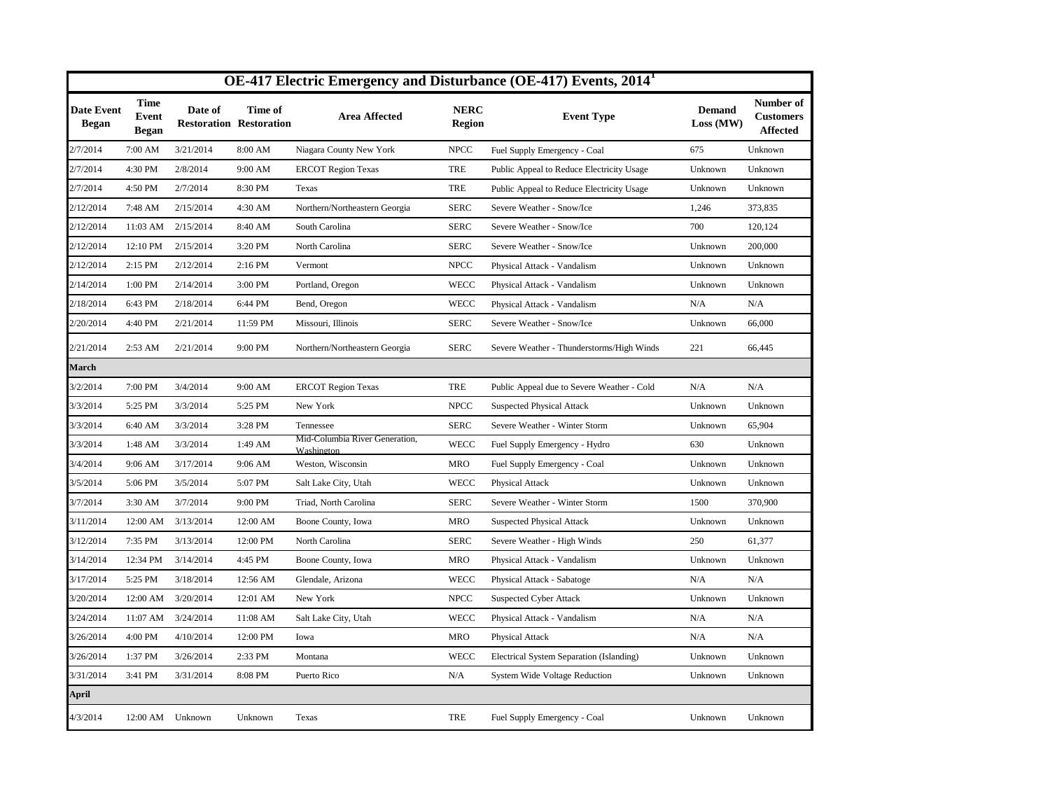# OE-417 Electric Emergency and Disturbance (OE-417) Events, 2014[1]

| Date Event Began | Time Event Began | Date of Restoration | Time of Restoration | Area Affected | NERC Region | Event Type | Demand Loss (MW) | Number of Customers Affected |
|---|---|---|---|---|---|---|---|---|
| 2/7/2014 | 7:00 AM | 3/21/2014 | 8:00 AM | Niagara County New York | NPCC | Fuel Supply Emergency - Coal | 675 | Unknown |
| 2/7/2014 | 4:30 PM | 2/8/2014 | 9:00 AM | ERCOT Region Texas | TRE | Public Appeal to Reduce Electricity Usage | Unknown | Unknown |
| 2/7/2014 | 4:50 PM | 2/7/2014 | 8:30 PM | Texas | TRE | Public Appeal to Reduce Electricity Usage | Unknown | Unknown |
| 2/12/2014 | 7:48 AM | 2/15/2014 | 4:30 AM | Northern/Northeastern Georgia | SERC | Severe Weather - Snow/Ice | 1,246 | 373,835 |
| 2/12/2014 | 11:03 AM | 2/15/2014 | 8:40 AM | South Carolina | SERC | Severe Weather - Snow/Ice | 700 | 120,124 |
| 2/12/2014 | 12:10 PM | 2/15/2014 | 3:20 PM | North Carolina | SERC | Severe Weather - Snow/Ice | Unknown | 200,000 |
| 2/12/2014 | 2:15 PM | 2/12/2014 | 2:16 PM | Vermont | NPCC | Physical Attack - Vandalism | Unknown | Unknown |
| 2/14/2014 | 1:00 PM | 2/14/2014 | 3:00 PM | Portland, Oregon | WECC | Physical Attack - Vandalism | Unknown | Unknown |
| 2/18/2014 | 6:43 PM | 2/18/2014 | 6:44 PM | Bend, Oregon | WECC | Physical Attack - Vandalism | N/A | N/A |
| 2/20/2014 | 4:40 PM | 2/21/2014 | 11:59 PM | Missouri, Illinois | SERC | Severe Weather - Snow/Ice | Unknown | 66,000 |
| 2/21/2014 | 2:53 AM | 2/21/2014 | 9:00 PM | Northern/Northeastern Georgia | SERC | Severe Weather - Thunderstorms/High Winds | 221 | 66,445 |
| **March** | | | | | | | | |
| 3/2/2014 | 7:00 PM | 3/4/2014 | 9:00 AM | ERCOT Region Texas | TRE | Public Appeal due to Severe Weather - Cold | N/A | N/A |
| 3/3/2014 | 5:25 PM | 3/3/2014 | 5:25 PM | New York | NPCC | Suspected Physical Attack | Unknown | Unknown |
| 3/3/2014 | 6:40 AM | 3/3/2014 | 3:28 PM | Tennessee | SERC | Severe Weather - Winter Storm | Unknown | 65,904 |
| 3/3/2014 | 1:48 AM | 3/3/2014 | 1:49 AM | Mid-Columbia River Generation, Washington | WECC | Fuel Supply Emergency - Hydro | 630 | Unknown |
| 3/4/2014 | 9:06 AM | 3/17/2014 | 9:06 AM | Weston, Wisconsin | MRO | Fuel Supply Emergency - Coal | Unknown | Unknown |
| 3/5/2014 | 5:06 PM | 3/5/2014 | 5:07 PM | Salt Lake City, Utah | WECC | Physical Attack | Unknown | Unknown |
| 3/7/2014 | 3:30 AM | 3/7/2014 | 9:00 PM | Triad, North Carolina | SERC | Severe Weather - Winter Storm | 1500 | 370,900 |
| 3/11/2014 | 12:00 AM | 3/13/2014 | 12:00 AM | Boone County, Iowa | MRO | Suspected Physical Attack | Unknown | Unknown |
| 3/12/2014 | 7:35 PM | 3/13/2014 | 12:00 PM | North Carolina | SERC | Severe Weather - High Winds | 250 | 61,377 |
| 3/14/2014 | 12:34 PM | 3/14/2014 | 4:45 PM | Boone County, Iowa | MRO | Physical Attack - Vandalism | Unknown | Unknown |
| 3/17/2014 | 5:25 PM | 3/18/2014 | 12:56 AM | Glendale, Arizona | WECC | Physical Attack - Sabatoge | N/A | N/A |
| 3/20/2014 | 12:00 AM | 3/20/2014 | 12:01 AM | New York | NPCC | Suspected Cyber Attack | Unknown | Unknown |
| 3/24/2014 | 11:07 AM | 3/24/2014 | 11:08 AM | Salt Lake City, Utah | WECC | Physical Attack - Vandalism | N/A | N/A |
| 3/26/2014 | 4:00 PM | 4/10/2014 | 12:00 PM | Iowa | MRO | Physical Attack | N/A | N/A |
| 3/26/2014 | 1:37 PM | 3/26/2014 | 2:33 PM | Montana | WECC | Electrical System Separation (Islanding) | Unknown | Unknown |
| 3/31/2014 | 3:41 PM | 3/31/2014 | 8:08 PM | Puerto Rico | N/A | System Wide Voltage Reduction | Unknown | Unknown |
| **April** | | | | | | | | |
| 4/3/2014 | 12:00 AM | Unknown | Unknown | Texas | TRE | Fuel Supply Emergency - Coal | Unknown | Unknown |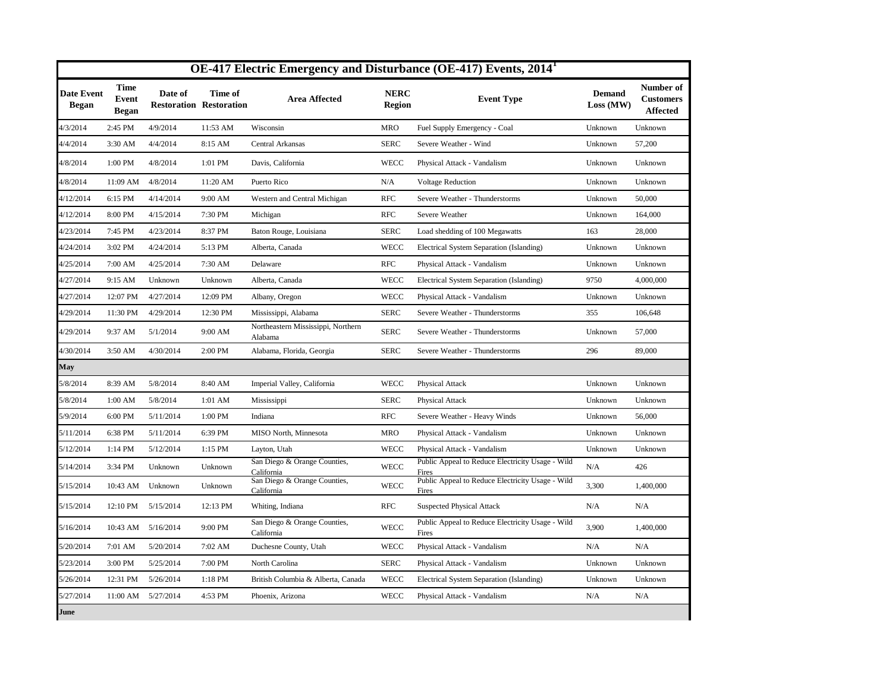# OE-417 Electric Emergency and Disturbance (OE-417) Events, 2014[1]

| Date Event Began | Time Event Began | Date of Restoration | Time of Restoration | Area Affected | NERC Region | Event Type | Demand Loss (MW) | Number of Customers Affected |
|---|---|---|---|---|---|---|---|---|
| 4/3/2014 | 2:45 PM | 4/9/2014 | 11:53 AM | Wisconsin | MRO | Fuel Supply Emergency - Coal | Unknown | Unknown |
| 4/4/2014 | 3:30 AM | 4/4/2014 | 8:15 AM | Central Arkansas | SERC | Severe Weather - Wind | Unknown | 57,200 |
| 4/8/2014 | 1:00 PM | 4/8/2014 | 1:01 PM | Davis, California | WECC | Physical Attack - Vandalism | Unknown | Unknown |
| 4/8/2014 | 11:09 AM | 4/8/2014 | 11:20 AM | Puerto Rico | N/A | Voltage Reduction | Unknown | Unknown |
| 4/12/2014 | 6:15 PM | 4/14/2014 | 9:00 AM | Western and Central Michigan | RFC | Severe Weather - Thunderstorms | Unknown | 50,000 |
| 4/12/2014 | 8:00 PM | 4/15/2014 | 7:30 PM | Michigan | RFC | Severe Weather | Unknown | 164,000 |
| 4/23/2014 | 7:45 PM | 4/23/2014 | 8:37 PM | Baton Rouge, Louisiana | SERC | Load shedding of 100 Megawatts | 163 | 28,000 |
| 4/24/2014 | 3:02 PM | 4/24/2014 | 5:13 PM | Alberta, Canada | WECC | Electrical System Separation (Islanding) | Unknown | Unknown |
| 4/25/2014 | 7:00 AM | 4/25/2014 | 7:30 AM | Delaware | RFC | Physical Attack - Vandalism | Unknown | Unknown |
| 4/27/2014 | 9:15 AM | Unknown | Unknown | Alberta, Canada | WECC | Electrical System Separation (Islanding) | 9750 | 4,000,000 |
| 4/27/2014 | 12:07 PM | 4/27/2014 | 12:09 PM | Albany, Oregon | WECC | Physical Attack - Vandalism | Unknown | Unknown |
| 4/29/2014 | 11:30 PM | 4/29/2014 | 12:30 PM | Mississippi, Alabama | SERC | Severe Weather - Thunderstorms | 355 | 106,648 |
| 4/29/2014 | 9:37 AM | 5/1/2014 | 9:00 AM | Northeastern Mississippi, Northern Alabama | SERC | Severe Weather - Thunderstorms | Unknown | 57,000 |
| 4/30/2014 | 3:50 AM | 4/30/2014 | 2:00 PM | Alabama, Florida, Georgia | SERC | Severe Weather - Thunderstorms | 296 | 89,000 |
| **May** | | | | | | | | |
| 5/8/2014 | 8:39 AM | 5/8/2014 | 8:40 AM | Imperial Valley, California | WECC | Physical Attack | Unknown | Unknown |
| 5/8/2014 | 1:00 AM | 5/8/2014 | 1:01 AM | Mississippi | SERC | Physical Attack | Unknown | Unknown |
| 5/9/2014 | 6:00 PM | 5/11/2014 | 1:00 PM | Indiana | RFC | Severe Weather - Heavy Winds | Unknown | 56,000 |
| 5/11/2014 | 6:38 PM | 5/11/2014 | 6:39 PM | MISO North, Minnesota | MRO | Physical Attack - Vandalism | Unknown | Unknown |
| 5/12/2014 | 1:14 PM | 5/12/2014 | 1:15 PM | Layton, Utah | WECC | Physical Attack - Vandalism | Unknown | Unknown |
| 5/14/2014 | 3:34 PM | Unknown | Unknown | San Diego & Orange Counties, California | WECC | Public Appeal to Reduce Electricity Usage - Wild Fires | N/A | 426 |
| 5/15/2014 | 10:43 AM | Unknown | Unknown | San Diego & Orange Counties, California | WECC | Public Appeal to Reduce Electricity Usage - Wild Fires | 3,300 | 1,400,000 |
| 5/15/2014 | 12:10 PM | 5/15/2014 | 12:13 PM | Whiting, Indiana | RFC | Suspected Physical Attack | N/A | N/A |
| 5/16/2014 | 10:43 AM | 5/16/2014 | 9:00 PM | San Diego & Orange Counties, California | WECC | Public Appeal to Reduce Electricity Usage - Wild Fires | 3,900 | 1,400,000 |
| 5/20/2014 | 7:01 AM | 5/20/2014 | 7:02 AM | Duchesne County, Utah | WECC | Physical Attack - Vandalism | N/A | N/A |
| 5/23/2014 | 3:00 PM | 5/25/2014 | 7:00 PM | North Carolina | SERC | Physical Attack - Vandalism | Unknown | Unknown |
| 5/26/2014 | 12:31 PM | 5/26/2014 | 1:18 PM | British Columbia & Alberta, Canada | WECC | Electrical System Separation (Islanding) | Unknown | Unknown |
| 5/27/2014 | 11:00 AM | 5/27/2014 | 4:53 PM | Phoenix, Arizona | WECC | Physical Attack - Vandalism | N/A | N/A |
| **June** | | | | | | | | |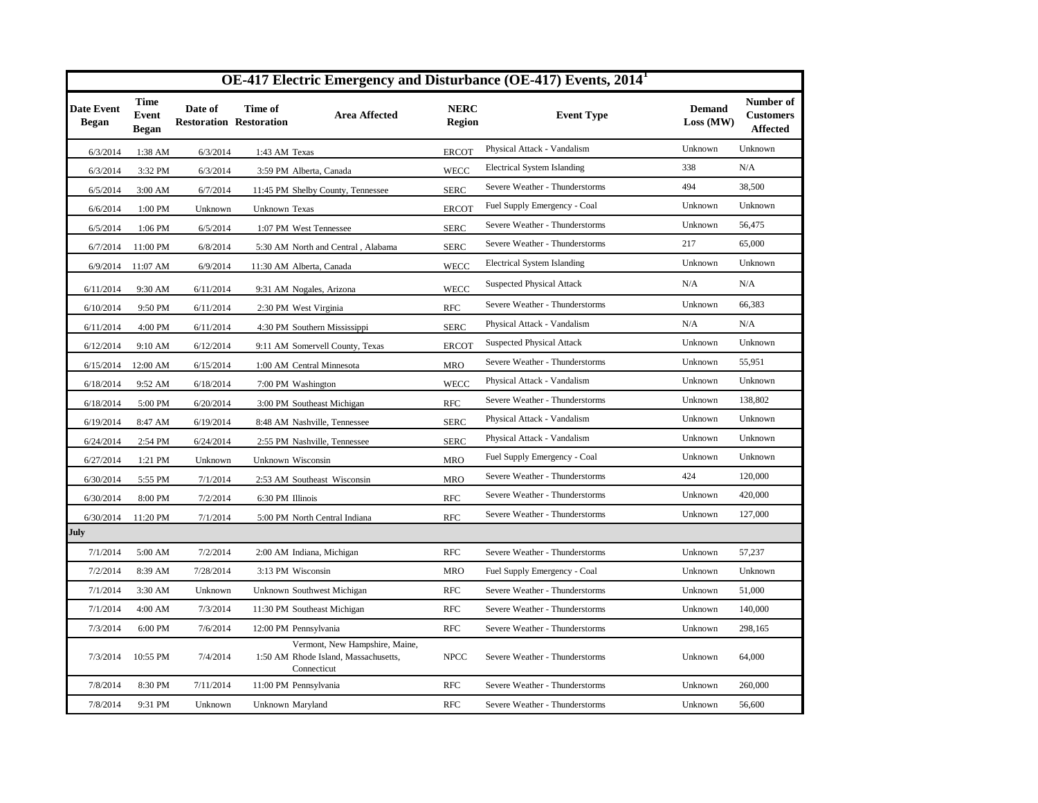# OE-417 Electric Emergency and Disturbance (OE-417) Events, 2014[1]

| Date Event Began | Time Event Began | Date of Restoration | Time of Restoration | Area Affected | NERC Region | Event Type | Demand Loss (MW) | Number of Customers Affected |
|---|---|---|---|---|---|---|---|---|
| 6/3/2014 | 1:38 AM | 6/3/2014 | 1:43 AM | Texas | ERCOT | Physical Attack - Vandalism | Unknown | Unknown |
| 6/3/2014 | 3:32 PM | 6/3/2014 | 3:59 PM | Alberta, Canada | WECC | Electrical System Islanding | 338 | N/A |
| 6/5/2014 | 3:00 AM | 6/7/2014 | 11:45 PM | Shelby County, Tennessee | SERC | Severe Weather - Thunderstorms | 494 | 38,500 |
| 6/6/2014 | 1:00 PM | Unknown | Unknown | Texas | ERCOT | Fuel Supply Emergency - Coal | Unknown | Unknown |
| 6/5/2014 | 1:06 PM | 6/5/2014 | 1:07 PM | West Tennessee | SERC | Severe Weather - Thunderstorms | Unknown | 56,475 |
| 6/7/2014 | 11:00 PM | 6/8/2014 | 5:30 AM | North and Central , Alabama | SERC | Severe Weather - Thunderstorms | 217 | 65,000 |
| 6/9/2014 | 11:07 AM | 6/9/2014 | 11:30 AM | Alberta, Canada | WECC | Electrical System Islanding | Unknown | Unknown |
| 6/11/2014 | 9:30 AM | 6/11/2014 | 9:31 AM | Nogales, Arizona | WECC | Suspected Physical Attack | N/A | N/A |
| 6/10/2014 | 9:50 PM | 6/11/2014 | 2:30 PM | West Virginia | RFC | Severe Weather - Thunderstorms | Unknown | 66,383 |
| 6/11/2014 | 4:00 PM | 6/11/2014 | 4:30 PM | Southern Mississippi | SERC | Physical Attack - Vandalism | N/A | N/A |
| 6/12/2014 | 9:10 AM | 6/12/2014 | 9:11 AM | Somervell County, Texas | ERCOT | Suspected Physical Attack | Unknown | Unknown |
| 6/15/2014 | 12:00 AM | 6/15/2014 | 1:00 AM | Central Minnesota | MRO | Severe Weather - Thunderstorms | Unknown | 55,951 |
| 6/18/2014 | 9:52 AM | 6/18/2014 | 7:00 PM | Washington | WECC | Physical Attack - Vandalism | Unknown | Unknown |
| 6/18/2014 | 5:00 PM | 6/20/2014 | 3:00 PM | Southeast Michigan | RFC | Severe Weather - Thunderstorms | Unknown | 138,802 |
| 6/19/2014 | 8:47 AM | 6/19/2014 | 8:48 AM | Nashville, Tennessee | SERC | Physical Attack - Vandalism | Unknown | Unknown |
| 6/24/2014 | 2:54 PM | 6/24/2014 | 2:55 PM | Nashville, Tennessee | SERC | Physical Attack - Vandalism | Unknown | Unknown |
| 6/27/2014 | 1:21 PM | Unknown | Unknown | Wisconsin | MRO | Fuel Supply Emergency - Coal | Unknown | Unknown |
| 6/30/2014 | 5:55 PM | 7/1/2014 | 2:53 AM | Southeast Wisconsin | MRO | Severe Weather - Thunderstorms | 424 | 120,000 |
| 6/30/2014 | 8:00 PM | 7/2/2014 | 6:30 PM | Illinois | RFC | Severe Weather - Thunderstorms | Unknown | 420,000 |
| 6/30/2014 | 11:20 PM | 7/1/2014 | 5:00 PM | North Central Indiana | RFC | Severe Weather - Thunderstorms | Unknown | 127,000 |
| **July** | | | | | | | | |
| 7/1/2014 | 5:00 AM | 7/2/2014 | 2:00 AM | Indiana, Michigan | RFC | Severe Weather - Thunderstorms | Unknown | 57,237 |
| 7/2/2014 | 8:39 AM | 7/28/2014 | 3:13 PM | Wisconsin | MRO | Fuel Supply Emergency - Coal | Unknown | Unknown |
| 7/1/2014 | 3:30 AM | Unknown | Unknown | Southwest Michigan | RFC | Severe Weather - Thunderstorms | Unknown | 51,000 |
| 7/1/2014 | 4:00 AM | 7/3/2014 | 11:30 PM | Southeast Michigan | RFC | Severe Weather - Thunderstorms | Unknown | 140,000 |
| 7/3/2014 | 6:00 PM | 7/6/2014 | 12:00 PM | Pennsylvania | RFC | Severe Weather - Thunderstorms | Unknown | 298,165 |
| 7/3/2014 | 10:55 PM | 7/4/2014 | 1:50 AM | Vermont, New Hampshire, Maine, Rhode Island, Massachusetts, Connecticut | NPCC | Severe Weather - Thunderstorms | Unknown | 64,000 |
| 7/8/2014 | 8:30 PM | 7/11/2014 | 11:00 PM | Pennsylvania | RFC | Severe Weather - Thunderstorms | Unknown | 260,000 |
| 7/8/2014 | 9:31 PM | Unknown | Unknown | Maryland | RFC | Severe Weather - Thunderstorms | Unknown | 56,600 |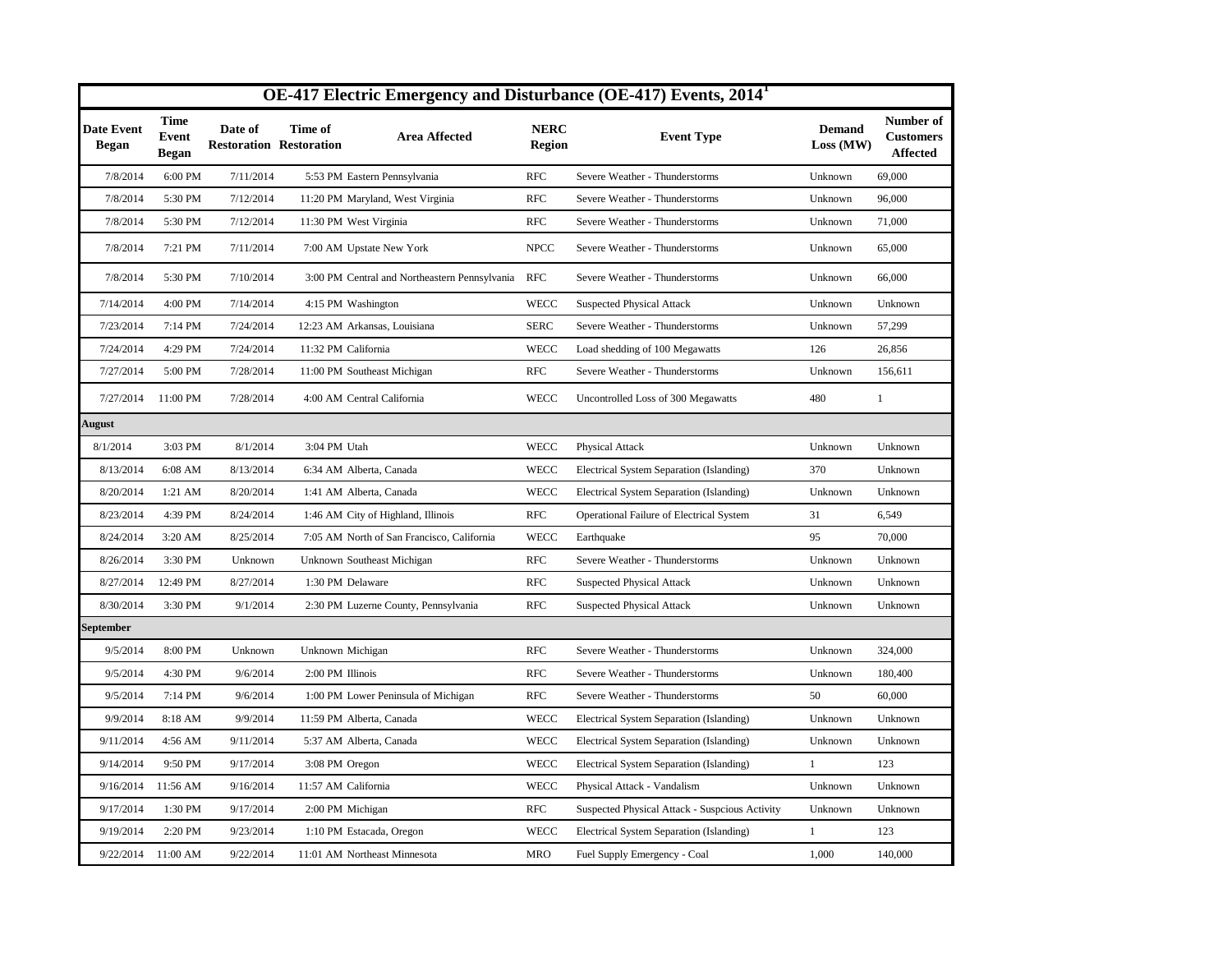| OE-417 Electric Emergency and Disturbance (OE-417) Events, 2014[1] | | | | | | | | |
|---|---|---|---|---|---|---|---|---|
| **Date Event Began** | **Time Event Began** | **Date of Restoration** | **Time of Restoration** | **Area Affected** | **NERC Region** | **Event Type** | **Demand Loss (MW)** | **Number of Customers Affected** |
| 7/8/2014 | 6:00 PM | 7/11/2014 | 5:53 PM | Eastern Pennsylvania | RFC | Severe Weather - Thunderstorms | Unknown | 69,000 |
| 7/8/2014 | 5:30 PM | 7/12/2014 | 11:20 PM | Maryland, West Virginia | RFC | Severe Weather - Thunderstorms | Unknown | 96,000 |
| 7/8/2014 | 5:30 PM | 7/12/2014 | 11:30 PM | West Virginia | RFC | Severe Weather - Thunderstorms | Unknown | 71,000 |
| 7/8/2014 | 7:21 PM | 7/11/2014 | 7:00 AM | Upstate New York | NPCC | Severe Weather - Thunderstorms | Unknown | 65,000 |
| 7/8/2014 | 5:30 PM | 7/10/2014 | 3:00 PM | Central and Northeastern Pennsylvania | RFC | Severe Weather - Thunderstorms | Unknown | 66,000 |
| 7/14/2014 | 4:00 PM | 7/14/2014 | 4:15 PM | Washington | WECC | Suspected Physical Attack | Unknown | Unknown |
| 7/23/2014 | 7:14 PM | 7/24/2014 | 12:23 AM | Arkansas, Louisiana | SERC | Severe Weather - Thunderstorms | Unknown | 57,299 |
| 7/24/2014 | 4:29 PM | 7/24/2014 | 11:32 PM | California | WECC | Load shedding of 100 Megawatts | 126 | 26,856 |
| 7/27/2014 | 5:00 PM | 7/28/2014 | 11:00 PM | Southeast Michigan | RFC | Severe Weather - Thunderstorms | Unknown | 156,611 |
| 7/27/2014 | 11:00 PM | 7/28/2014 | 4:00 AM | Central California | WECC | Uncontrolled Loss of 300 Megawatts | 480 | 1 |
| **August** | | | | | | | | |
| 8/1/2014 | 3:03 PM | 8/1/2014 | 3:04 PM | Utah | WECC | Physical Attack | Unknown | Unknown |
| 8/13/2014 | 6:08 AM | 8/13/2014 | 6:34 AM | Alberta, Canada | WECC | Electrical System Separation (Islanding) | 370 | Unknown |
| 8/20/2014 | 1:21 AM | 8/20/2014 | 1:41 AM | Alberta, Canada | WECC | Electrical System Separation (Islanding) | Unknown | Unknown |
| 8/23/2014 | 4:39 PM | 8/24/2014 | 1:46 AM | City of Highland, Illinois | RFC | Operational Failure of Electrical System | 31 | 6,549 |
| 8/24/2014 | 3:20 AM | 8/25/2014 | 7:05 AM | North of San Francisco, California | WECC | Earthquake | 95 | 70,000 |
| 8/26/2014 | 3:30 PM | Unknown | Unknown | Southeast Michigan | RFC | Severe Weather - Thunderstorms | Unknown | Unknown |
| 8/27/2014 | 12:49 PM | 8/27/2014 | 1:30 PM | Delaware | RFC | Suspected Physical Attack | Unknown | Unknown |
| 8/30/2014 | 3:30 PM | 9/1/2014 | 2:30 PM | Luzerne County, Pennsylvania | RFC | Suspected Physical Attack | Unknown | Unknown |
| **September** | | | | | | | | |
| 9/5/2014 | 8:00 PM | Unknown | Unknown | Michigan | RFC | Severe Weather - Thunderstorms | Unknown | 324,000 |
| 9/5/2014 | 4:30 PM | 9/6/2014 | 2:00 PM | Illinois | RFC | Severe Weather - Thunderstorms | Unknown | 180,400 |
| 9/5/2014 | 7:14 PM | 9/6/2014 | 1:00 PM | Lower Peninsula of Michigan | RFC | Severe Weather - Thunderstorms | 50 | 60,000 |
| 9/9/2014 | 8:18 AM | 9/9/2014 | 11:59 PM | Alberta, Canada | WECC | Electrical System Separation (Islanding) | Unknown | Unknown |
| 9/11/2014 | 4:56 AM | 9/11/2014 | 5:37 AM | Alberta, Canada | WECC | Electrical System Separation (Islanding) | Unknown | Unknown |
| 9/14/2014 | 9:50 PM | 9/17/2014 | 3:08 PM | Oregon | WECC | Electrical System Separation (Islanding) | 1 | 123 |
| 9/16/2014 | 11:56 AM | 9/16/2014 | 11:57 AM | California | WECC | Physical Attack - Vandalism | Unknown | Unknown |
| 9/17/2014 | 1:30 PM | 9/17/2014 | 2:00 PM | Michigan | RFC | Suspected Physical Attack - Suspcious Activity | Unknown | Unknown |
| 9/19/2014 | 2:20 PM | 9/23/2014 | 1:10 PM | Estacada, Oregon | WECC | Electrical System Separation (Islanding) | 1 | 123 |
| 9/22/2014 | 11:00 AM | 9/22/2014 | 11:01 AM | Northeast Minnesota | MRO | Fuel Supply Emergency - Coal | 1,000 | 140,000 |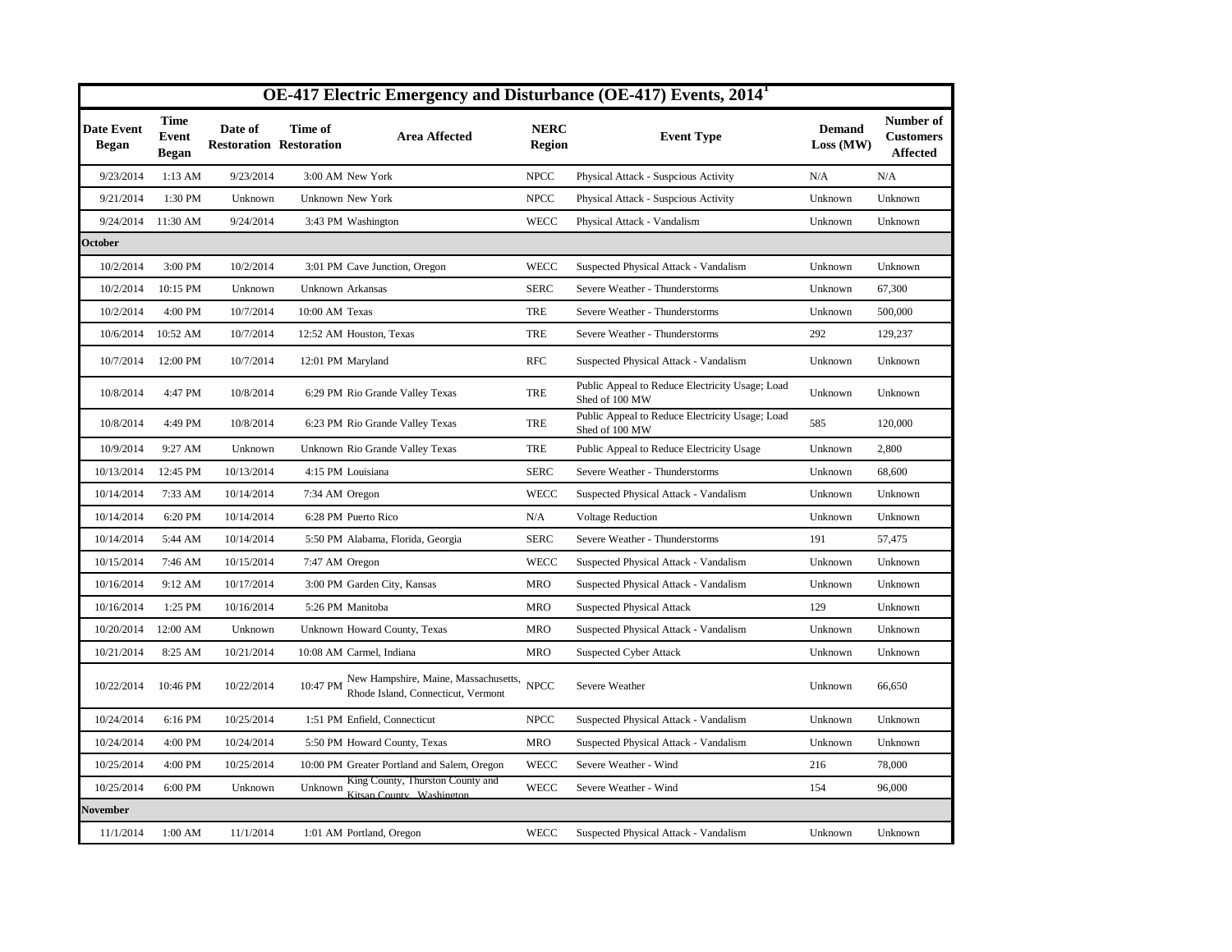| OE-417 Electric Emergency and Disturbance (OE-417) Events, 2014[1] | | | | | | | | |
|---|---|---|---|---|---|---|---|---|
| **Date Event Began** | **Time Event Began** | **Date of Restoration** | **Time of Restoration** | **Area Affected** | **NERC Region** | **Event Type** | **Demand Loss (MW)** | **Number of Customers Affected** |
| 9/23/2014 | 1:13 AM | 9/23/2014 | 3:00 AM | New York | NPCC | Physical Attack - Suspcious Activity | N/A | N/A |
| 9/21/2014 | 1:30 PM | Unknown | Unknown | New York | NPCC | Physical Attack - Suspcious Activity | Unknown | Unknown |
| 9/24/2014 | 11:30 AM | 9/24/2014 | 3:43 PM | Washington | WECC | Physical Attack - Vandalism | Unknown | Unknown |
| **October** | | | | | | | | |
| 10/2/2014 | 3:00 PM | 10/2/2014 | 3:01 PM | Cave Junction, Oregon | WECC | Suspected Physical Attack - Vandalism | Unknown | Unknown |
| 10/2/2014 | 10:15 PM | Unknown | Unknown | Arkansas | SERC | Severe Weather - Thunderstorms | Unknown | 67,300 |
| 10/2/2014 | 4:00 PM | 10/7/2014 | 10:00 AM | Texas | TRE | Severe Weather - Thunderstorms | Unknown | 500,000 |
| 10/6/2014 | 10:52 AM | 10/7/2014 | 12:52 AM | Houston, Texas | TRE | Severe Weather - Thunderstorms | 292 | 129,237 |
| 10/7/2014 | 12:00 PM | 10/7/2014 | 12:01 PM | Maryland | RFC | Suspected Physical Attack - Vandalism | Unknown | Unknown |
| 10/8/2014 | 4:47 PM | 10/8/2014 | 6:29 PM | Rio Grande Valley Texas | TRE | Public Appeal to Reduce Electricity Usage; Load Shed of 100 MW | Unknown | Unknown |
| 10/8/2014 | 4:49 PM | 10/8/2014 | 6:23 PM | Rio Grande Valley Texas | TRE | Public Appeal to Reduce Electricity Usage; Load Shed of 100 MW | 585 | 120,000 |
| 10/9/2014 | 9:27 AM | Unknown | Unknown | Rio Grande Valley Texas | TRE | Public Appeal to Reduce Electricity Usage | Unknown | 2,800 |
| 10/13/2014 | 12:45 PM | 10/13/2014 | 4:15 PM | Louisiana | SERC | Severe Weather - Thunderstorms | Unknown | 68,600 |
| 10/14/2014 | 7:33 AM | 10/14/2014 | 7:34 AM | Oregon | WECC | Suspected Physical Attack - Vandalism | Unknown | Unknown |
| 10/14/2014 | 6:20 PM | 10/14/2014 | 6:28 PM | Puerto Rico | N/A | Voltage Reduction | Unknown | Unknown |
| 10/14/2014 | 5:44 AM | 10/14/2014 | 5:50 PM | Alabama, Florida, Georgia | SERC | Severe Weather - Thunderstorms | 191 | 57,475 |
| 10/15/2014 | 7:46 AM | 10/15/2014 | 7:47 AM | Oregon | WECC | Suspected Physical Attack - Vandalism | Unknown | Unknown |
| 10/16/2014 | 9:12 AM | 10/17/2014 | 3:00 PM | Garden City, Kansas | MRO | Suspected Physical Attack - Vandalism | Unknown | Unknown |
| 10/16/2014 | 1:25 PM | 10/16/2014 | 5:26 PM | Manitoba | MRO | Suspected Physical Attack | 129 | Unknown |
| 10/20/2014 | 12:00 AM | Unknown | Unknown | Howard County, Texas | MRO | Suspected Physical Attack - Vandalism | Unknown | Unknown |
| 10/21/2014 | 8:25 AM | 10/21/2014 | 10:08 AM | Carmel, Indiana | MRO | Suspected Cyber Attack | Unknown | Unknown |
| 10/22/2014 | 10:46 PM | 10/22/2014 | 10:47 PM | New Hampshire, Maine, Massachusetts, Rhode Island, Connecticut, Vermont | NPCC | Severe Weather | Unknown | 66,650 |
| 10/24/2014 | 6:16 PM | 10/25/2014 | 1:51 PM | Enfield, Connecticut | NPCC | Suspected Physical Attack - Vandalism | Unknown | Unknown |
| 10/24/2014 | 4:00 PM | 10/24/2014 | 5:50 PM | Howard County, Texas | MRO | Suspected Physical Attack - Vandalism | Unknown | Unknown |
| 10/25/2014 | 4:00 PM | 10/25/2014 | 10:00 PM | Greater Portland and Salem, Oregon | WECC | Severe Weather - Wind | 216 | 78,000 |
| 10/25/2014 | 6:00 PM | Unknown | Unknown | King County, Thurston County and Kitsap County, Washington | WECC | Severe Weather - Wind | 154 | 96,000 |
| **November** | | | | | | | | |
| 11/1/2014 | 1:00 AM | 11/1/2014 | 1:01 AM | Portland, Oregon | WECC | Suspected Physical Attack - Vandalism | Unknown | Unknown |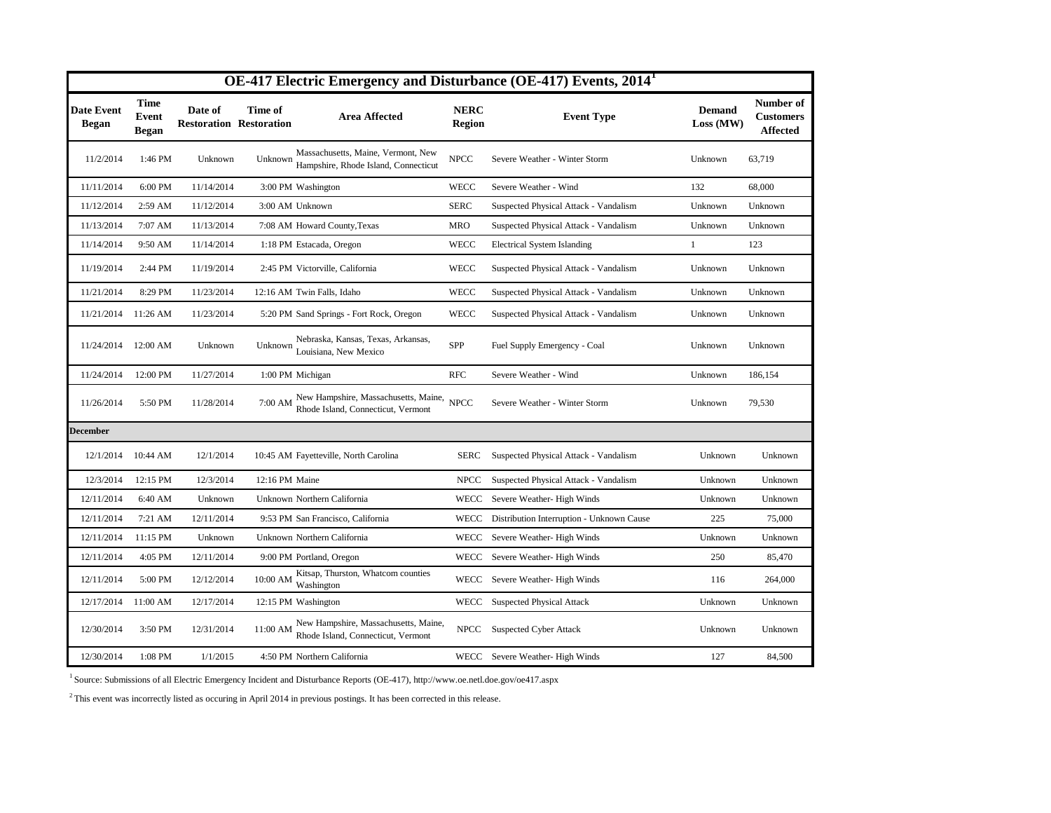| OE-417 Electric Emergency and Disturbance (OE-417) Events, 2014[1] | | | | | | | | |
|---|---|---|---|---|---|---|---|---|
| **Date Event Began** | **Time Event Began** | **Date of Restoration** | **Time of Restoration** | **Area Affected** | **NERC Region** | **Event Type** | **Demand Loss (MW)** | **Number of Customers Affected** |
| 11/2/2014 | 1:46 PM | Unknown | Unknown | Massachusetts, Maine, Vermont, New Hampshire, Rhode Island, Connecticut | NPCC | Severe Weather - Winter Storm | Unknown | 63,719 |
| 11/11/2014 | 6:00 PM | 11/14/2014 | 3:00 PM | Washington | WECC | Severe Weather - Wind | 132 | 68,000 |
| 11/12/2014 | 2:59 AM | 11/12/2014 | 3:00 AM | Unknown | SERC | Suspected Physical Attack - Vandalism | Unknown | Unknown |
| 11/13/2014 | 7:07 AM | 11/13/2014 | 7:08 AM | Howard County,Texas | MRO | Suspected Physical Attack - Vandalism | Unknown | Unknown |
| 11/14/2014 | 9:50 AM | 11/14/2014 | 1:18 PM | Estacada, Oregon | WECC | Electrical System Islanding | 1 | 123 |
| 11/19/2014 | 2:44 PM | 11/19/2014 | 2:45 PM | Victorville, California | WECC | Suspected Physical Attack - Vandalism | Unknown | Unknown |
| 11/21/2014 | 8:29 PM | 11/23/2014 | 12:16 AM | Twin Falls, Idaho | WECC | Suspected Physical Attack - Vandalism | Unknown | Unknown |
| 11/21/2014 | 11:26 AM | 11/23/2014 | 5:20 PM | Sand Springs - Fort Rock, Oregon | WECC | Suspected Physical Attack - Vandalism | Unknown | Unknown |
| 11/24/2014 | 12:00 AM | Unknown | Unknown | Nebraska, Kansas, Texas, Arkansas, Louisiana, New Mexico | SPP | Fuel Supply Emergency - Coal | Unknown | Unknown |
| 11/24/2014 | 12:00 PM | 11/27/2014 | 1:00 PM | Michigan | RFC | Severe Weather - Wind | Unknown | 186,154 |
| 11/26/2014 | 5:50 PM | 11/28/2014 | 7:00 AM | New Hampshire, Massachusetts, Maine, Rhode Island, Connecticut, Vermont | NPCC | Severe Weather - Winter Storm | Unknown | 79,530 |
| **December** | | | | | | | | |
| 12/1/2014 | 10:44 AM | 12/1/2014 | 10:45 AM | Fayetteville, North Carolina | SERC | Suspected Physical Attack - Vandalism | Unknown | Unknown |
| 12/3/2014 | 12:15 PM | 12/3/2014 | 12:16 PM | Maine | NPCC | Suspected Physical Attack - Vandalism | Unknown | Unknown |
| 12/11/2014 | 6:40 AM | Unknown | Unknown | Northern California | WECC | Severe Weather- High Winds | Unknown | Unknown |
| 12/11/2014 | 7:21 AM | 12/11/2014 | 9:53 PM | San Francisco, California | WECC | Distribution Interruption - Unknown Cause | 225 | 75,000 |
| 12/11/2014 | 11:15 PM | Unknown | Unknown | Northern California | WECC | Severe Weather- High Winds | Unknown | Unknown |
| 12/11/2014 | 4:05 PM | 12/11/2014 | 9:00 PM | Portland, Oregon | WECC | Severe Weather- High Winds | 250 | 85,470 |
| 12/11/2014 | 5:00 PM | 12/12/2014 | 10:00 AM | Kitsap, Thurston, Whatcom counties Washington | WECC | Severe Weather- High Winds | 116 | 264,000 |
| 12/17/2014 | 11:00 AM | 12/17/2014 | 12:15 PM | Washington | WECC | Suspected Physical Attack | Unknown | Unknown |
| 12/30/2014 | 3:50 PM | 12/31/2014 | 11:00 AM | New Hampshire, Massachusetts, Maine, Rhode Island, Connecticut, Vermont | NPCC | Suspected Cyber Attack | Unknown | Unknown |
| 12/30/2014 | 1:08 PM | 1/1/2015 | 4:50 PM | Northern California | WECC | Severe Weather- High Winds | 127 | 84,500 |

[1] Source: Submissions of all Electric Emergency Incident and Disturbance Reports (OE-417), http://www.oe.netl.doe.gov/oe417.aspx

[2] This event was incorrectly listed as occuring in April 2014 in previous postings. It has been corrected in this release.